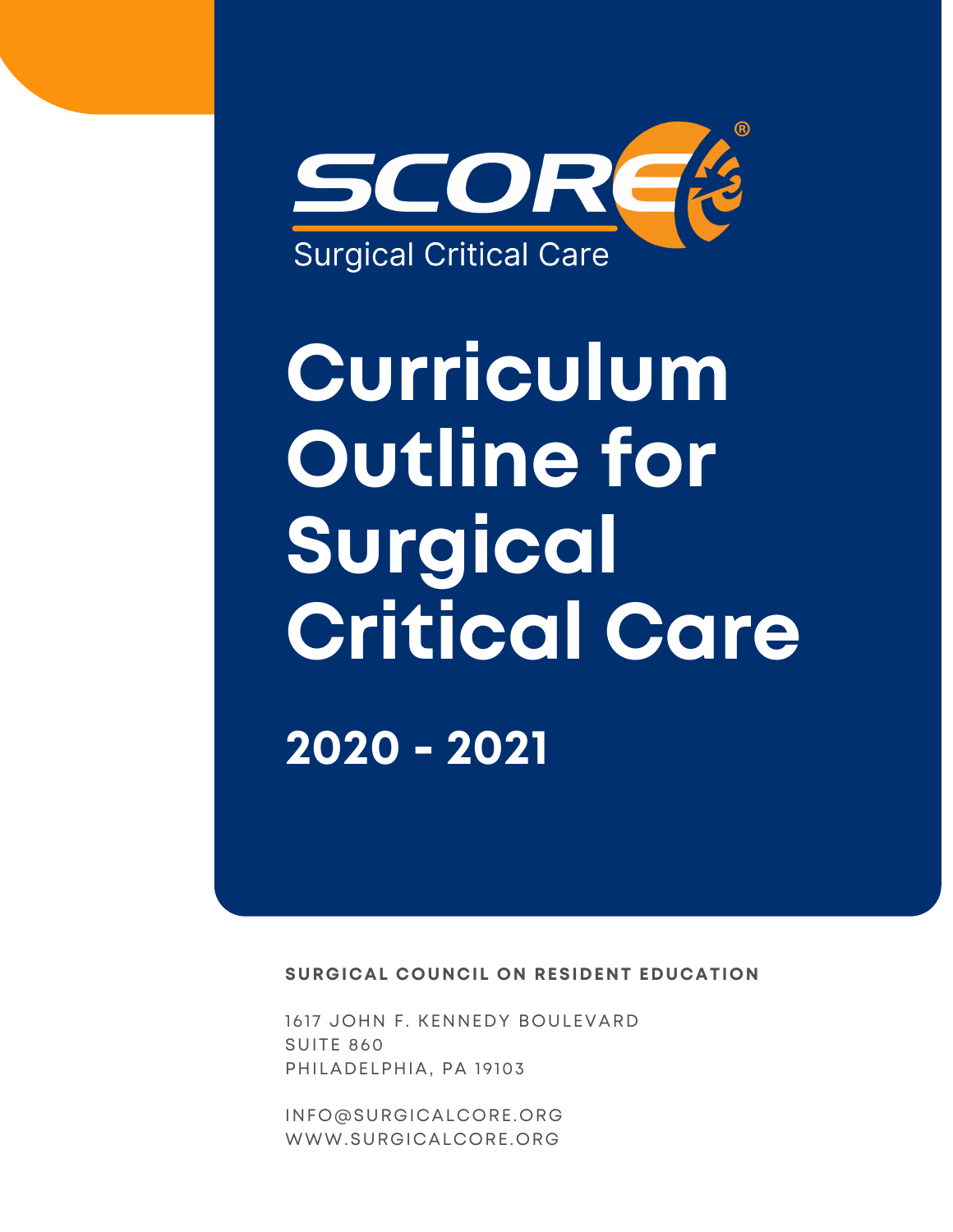SCORE®

Surgical Critical Care

# Curriculum Outline for Surgical Critical Care

## 2020 - 2021

**SURGICAL COUNCIL ON RESIDENT EDUCATION**

1617 JOHN F. KENNEDY BOULEVARD
SUITE 860
PHILADELPHIA, PA 19103

INFO@SURGICALCORE.ORG
WWW.SURGICALCORE.ORG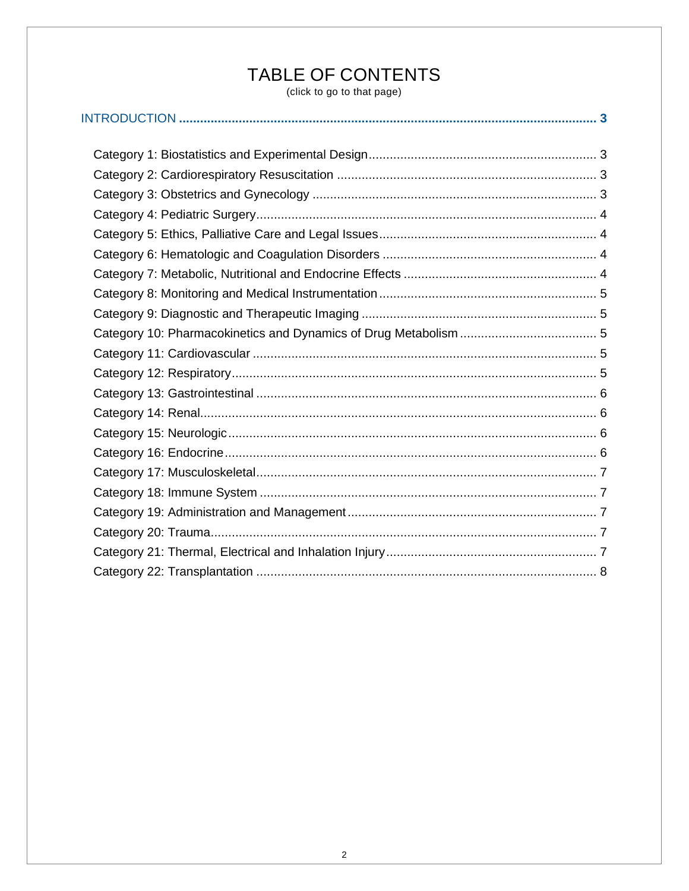# TABLE OF CONTENTS

(click to go to that page)

INTRODUCTION ..... 3

- Category 1: Biostatistics and Experimental Design ..... 3
- Category 2: Cardiorespiratory Resuscitation ..... 3
- Category 3: Obstetrics and Gynecology ..... 3
- Category 4: Pediatric Surgery ..... 4
- Category 5: Ethics, Palliative Care and Legal Issues ..... 4
- Category 6: Hematologic and Coagulation Disorders ..... 4
- Category 7: Metabolic, Nutritional and Endocrine Effects ..... 4
- Category 8: Monitoring and Medical Instrumentation ..... 5
- Category 9: Diagnostic and Therapeutic Imaging ..... 5
- Category 10: Pharmacokinetics and Dynamics of Drug Metabolism ..... 5
- Category 11: Cardiovascular ..... 5
- Category 12: Respiratory ..... 5
- Category 13: Gastrointestinal ..... 6
- Category 14: Renal ..... 6
- Category 15: Neurologic ..... 6
- Category 16: Endocrine ..... 6
- Category 17: Musculoskeletal ..... 7
- Category 18: Immune System ..... 7
- Category 19: Administration and Management ..... 7
- Category 20: Trauma ..... 7
- Category 21: Thermal, Electrical and Inhalation Injury ..... 7
- Category 22: Transplantation ..... 8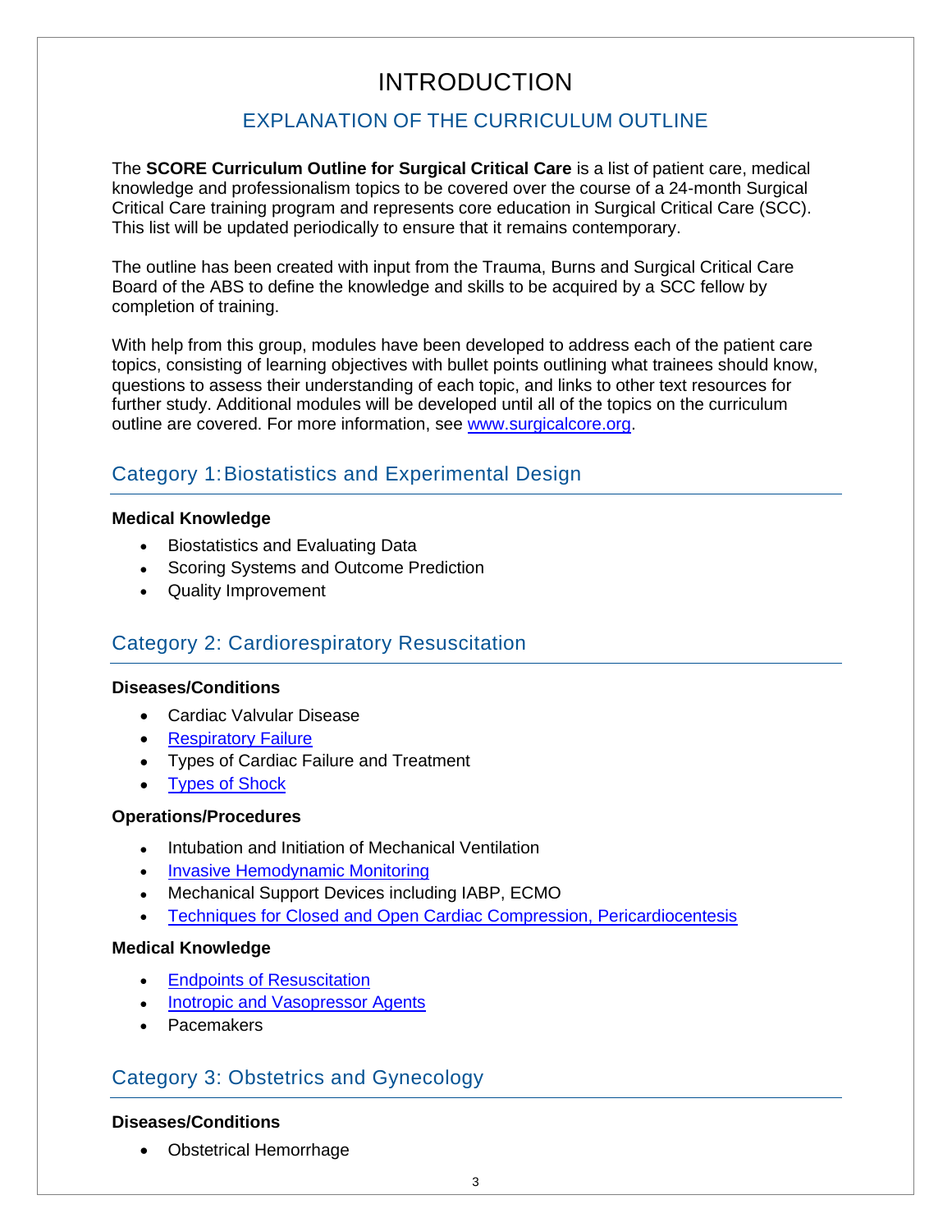# INTRODUCTION

## EXPLANATION OF THE CURRICULUM OUTLINE

The **SCORE Curriculum Outline for Surgical Critical Care** is a list of patient care, medical knowledge and professionalism topics to be covered over the course of a 24-month Surgical Critical Care training program and represents core education in Surgical Critical Care (SCC). This list will be updated periodically to ensure that it remains contemporary.

The outline has been created with input from the Trauma, Burns and Surgical Critical Care Board of the ABS to define the knowledge and skills to be acquired by a SCC fellow by completion of training.

With help from this group, modules have been developed to address each of the patient care topics, consisting of learning objectives with bullet points outlining what trainees should know, questions to assess their understanding of each topic, and links to other text resources for further study. Additional modules will be developed until all of the topics on the curriculum outline are covered. For more information, see www.surgicalcore.org.

## Category 1: Biostatistics and Experimental Design

**Medical Knowledge**

- Biostatistics and Evaluating Data
- Scoring Systems and Outcome Prediction
- Quality Improvement

## Category 2: Cardiorespiratory Resuscitation

**Diseases/Conditions**

- Cardiac Valvular Disease
- Respiratory Failure
- Types of Cardiac Failure and Treatment
- Types of Shock

**Operations/Procedures**

- Intubation and Initiation of Mechanical Ventilation
- Invasive Hemodynamic Monitoring
- Mechanical Support Devices including IABP, ECMO
- Techniques for Closed and Open Cardiac Compression, Pericardiocentesis

**Medical Knowledge**

- Endpoints of Resuscitation
- Inotropic and Vasopressor Agents
- Pacemakers

## Category 3: Obstetrics and Gynecology

**Diseases/Conditions**

- Obstetrical Hemorrhage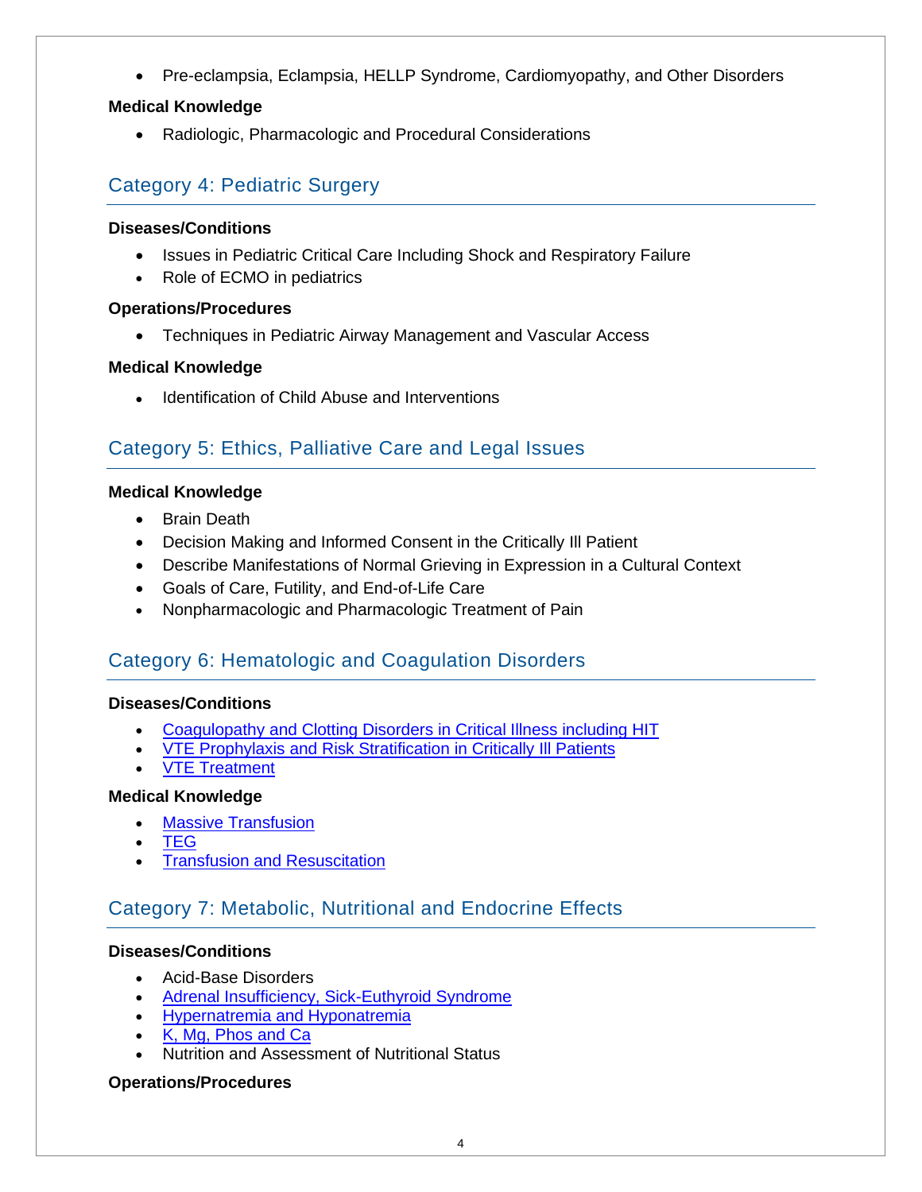- Pre-eclampsia, Eclampsia, HELLP Syndrome, Cardiomyopathy, and Other Disorders

**Medical Knowledge**

- Radiologic, Pharmacologic and Procedural Considerations

## Category 4: Pediatric Surgery

**Diseases/Conditions**

- Issues in Pediatric Critical Care Including Shock and Respiratory Failure
- Role of ECMO in pediatrics

**Operations/Procedures**

- Techniques in Pediatric Airway Management and Vascular Access

**Medical Knowledge**

- Identification of Child Abuse and Interventions

## Category 5: Ethics, Palliative Care and Legal Issues

**Medical Knowledge**

- Brain Death
- Decision Making and Informed Consent in the Critically Ill Patient
- Describe Manifestations of Normal Grieving in Expression in a Cultural Context
- Goals of Care, Futility, and End-of-Life Care
- Nonpharmacologic and Pharmacologic Treatment of Pain

## Category 6: Hematologic and Coagulation Disorders

**Diseases/Conditions**

- Coagulopathy and Clotting Disorders in Critical Illness including HIT
- VTE Prophylaxis and Risk Stratification in Critically Ill Patients
- VTE Treatment

**Medical Knowledge**

- Massive Transfusion
- TEG
- Transfusion and Resuscitation

## Category 7: Metabolic, Nutritional and Endocrine Effects

**Diseases/Conditions**

- Acid-Base Disorders
- Adrenal Insufficiency, Sick-Euthyroid Syndrome
- Hypernatremia and Hyponatremia
- K, Mg, Phos and Ca
- Nutrition and Assessment of Nutritional Status

**Operations/Procedures**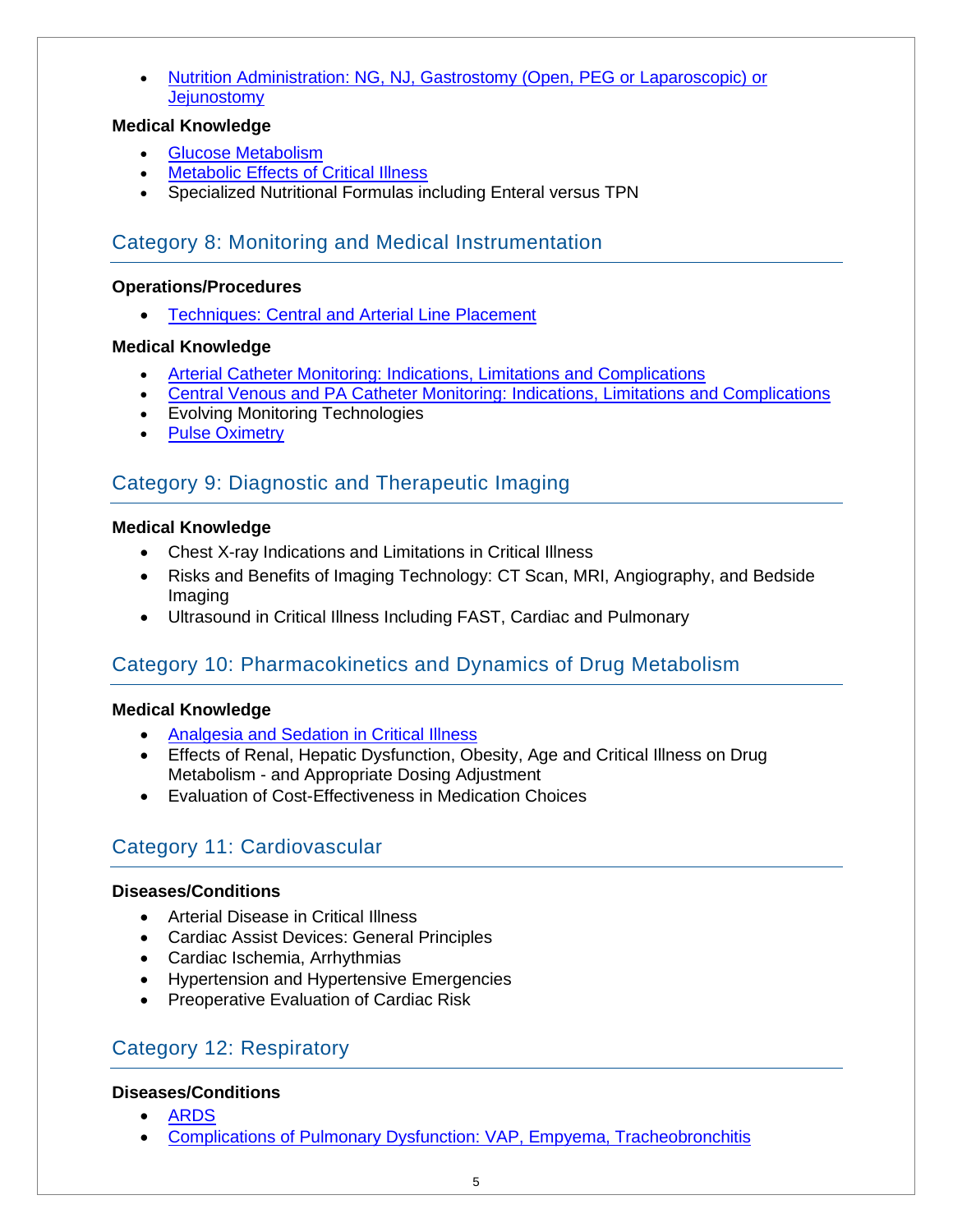- Nutrition Administration: NG, NJ, Gastrostomy (Open, PEG or Laparoscopic) or Jejunostomy

**Medical Knowledge**

- Glucose Metabolism
- Metabolic Effects of Critical Illness
- Specialized Nutritional Formulas including Enteral versus TPN

## Category 8: Monitoring and Medical Instrumentation

**Operations/Procedures**

- Techniques: Central and Arterial Line Placement

**Medical Knowledge**

- Arterial Catheter Monitoring: Indications, Limitations and Complications
- Central Venous and PA Catheter Monitoring: Indications, Limitations and Complications
- Evolving Monitoring Technologies
- Pulse Oximetry

## Category 9: Diagnostic and Therapeutic Imaging

**Medical Knowledge**

- Chest X-ray Indications and Limitations in Critical Illness
- Risks and Benefits of Imaging Technology: CT Scan, MRI, Angiography, and Bedside Imaging
- Ultrasound in Critical Illness Including FAST, Cardiac and Pulmonary

## Category 10: Pharmacokinetics and Dynamics of Drug Metabolism

**Medical Knowledge**

- Analgesia and Sedation in Critical Illness
- Effects of Renal, Hepatic Dysfunction, Obesity, Age and Critical Illness on Drug Metabolism - and Appropriate Dosing Adjustment
- Evaluation of Cost-Effectiveness in Medication Choices

## Category 11: Cardiovascular

**Diseases/Conditions**

- Arterial Disease in Critical Illness
- Cardiac Assist Devices: General Principles
- Cardiac Ischemia, Arrhythmias
- Hypertension and Hypertensive Emergencies
- Preoperative Evaluation of Cardiac Risk

## Category 12: Respiratory

**Diseases/Conditions**

- ARDS
- Complications of Pulmonary Dysfunction: VAP, Empyema, Tracheobronchitis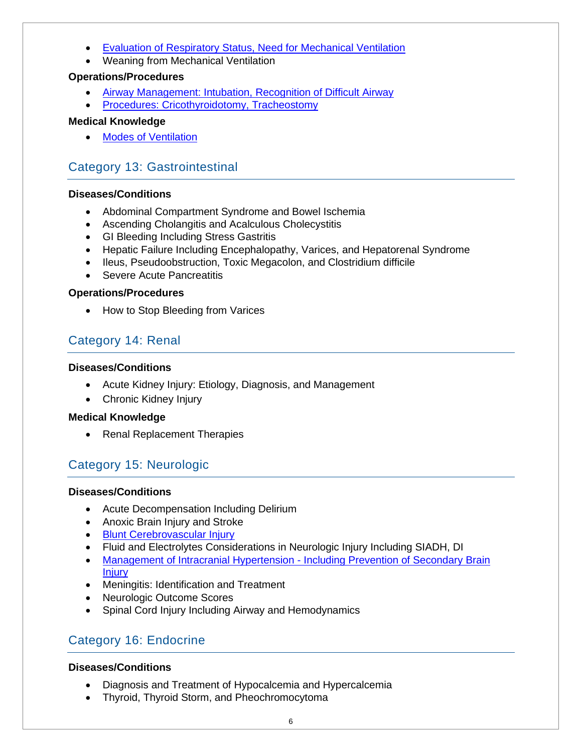- Evaluation of Respiratory Status, Need for Mechanical Ventilation
- Weaning from Mechanical Ventilation

**Operations/Procedures**

- Airway Management: Intubation, Recognition of Difficult Airway
- Procedures: Cricothyroidotomy, Tracheostomy

**Medical Knowledge**

- Modes of Ventilation

## Category 13: Gastrointestinal

**Diseases/Conditions**

- Abdominal Compartment Syndrome and Bowel Ischemia
- Ascending Cholangitis and Acalculous Cholecystitis
- GI Bleeding Including Stress Gastritis
- Hepatic Failure Including Encephalopathy, Varices, and Hepatorenal Syndrome
- Ileus, Pseudoobstruction, Toxic Megacolon, and Clostridium difficile
- Severe Acute Pancreatitis

**Operations/Procedures**

- How to Stop Bleeding from Varices

## Category 14: Renal

**Diseases/Conditions**

- Acute Kidney Injury: Etiology, Diagnosis, and Management
- Chronic Kidney Injury

**Medical Knowledge**

- Renal Replacement Therapies

## Category 15: Neurologic

**Diseases/Conditions**

- Acute Decompensation Including Delirium
- Anoxic Brain Injury and Stroke
- Blunt Cerebrovascular Injury
- Fluid and Electrolytes Considerations in Neurologic Injury Including SIADH, DI
- Management of Intracranial Hypertension - Including Prevention of Secondary Brain Injury
- Meningitis: Identification and Treatment
- Neurologic Outcome Scores
- Spinal Cord Injury Including Airway and Hemodynamics

## Category 16: Endocrine

**Diseases/Conditions**

- Diagnosis and Treatment of Hypocalcemia and Hypercalcemia
- Thyroid, Thyroid Storm, and Pheochromocytoma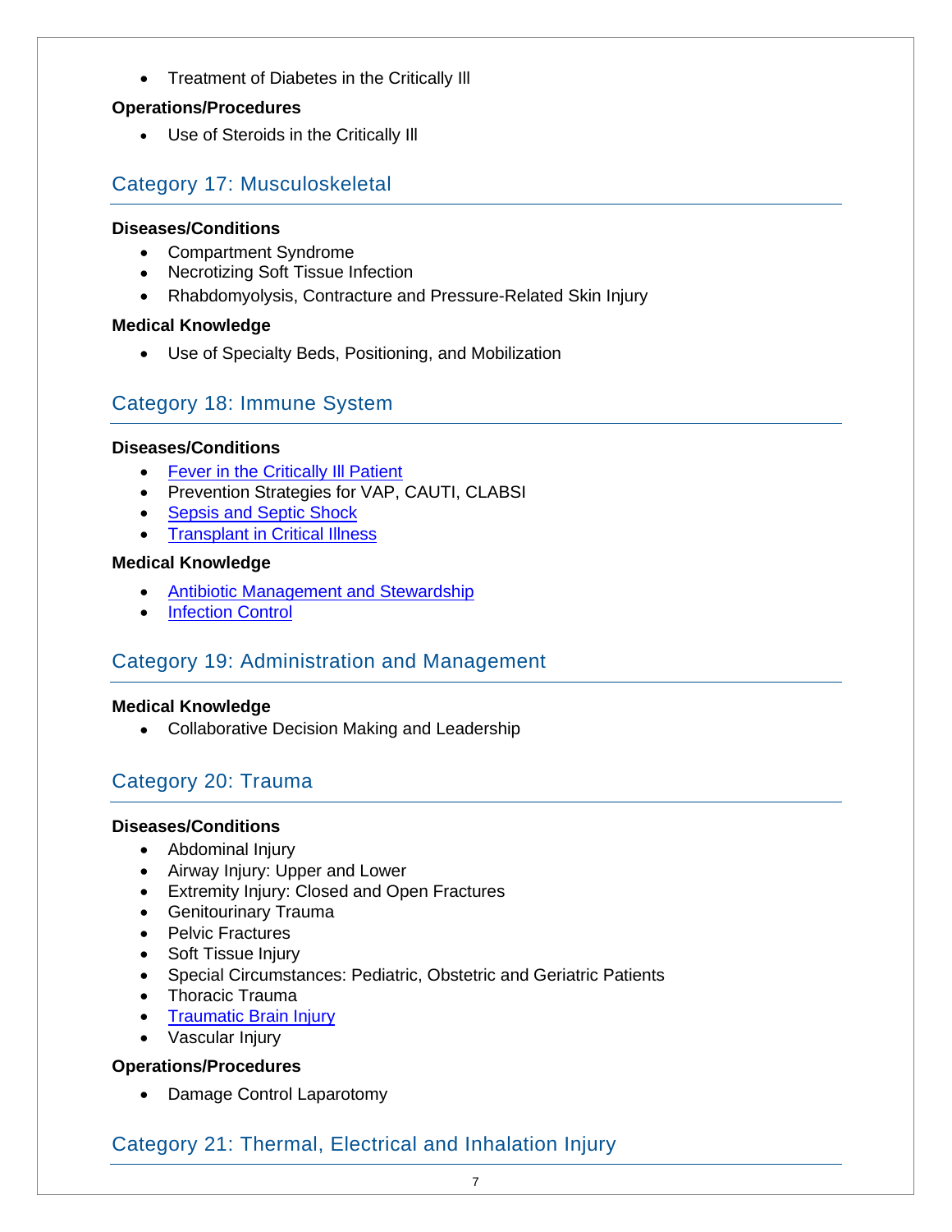- Treatment of Diabetes in the Critically Ill

**Operations/Procedures**

- Use of Steroids in the Critically Ill

## Category 17: Musculoskeletal

**Diseases/Conditions**

- Compartment Syndrome
- Necrotizing Soft Tissue Infection
- Rhabdomyolysis, Contracture and Pressure-Related Skin Injury

**Medical Knowledge**

- Use of Specialty Beds, Positioning, and Mobilization

## Category 18: Immune System

**Diseases/Conditions**

- Fever in the Critically Ill Patient
- Prevention Strategies for VAP, CAUTI, CLABSI
- Sepsis and Septic Shock
- Transplant in Critical Illness

**Medical Knowledge**

- Antibiotic Management and Stewardship
- Infection Control

## Category 19: Administration and Management

**Medical Knowledge**

- Collaborative Decision Making and Leadership

## Category 20: Trauma

**Diseases/Conditions**

- Abdominal Injury
- Airway Injury: Upper and Lower
- Extremity Injury: Closed and Open Fractures
- Genitourinary Trauma
- Pelvic Fractures
- Soft Tissue Injury
- Special Circumstances: Pediatric, Obstetric and Geriatric Patients
- Thoracic Trauma
- Traumatic Brain Injury
- Vascular Injury

**Operations/Procedures**

- Damage Control Laparotomy

## Category 21: Thermal, Electrical and Inhalation Injury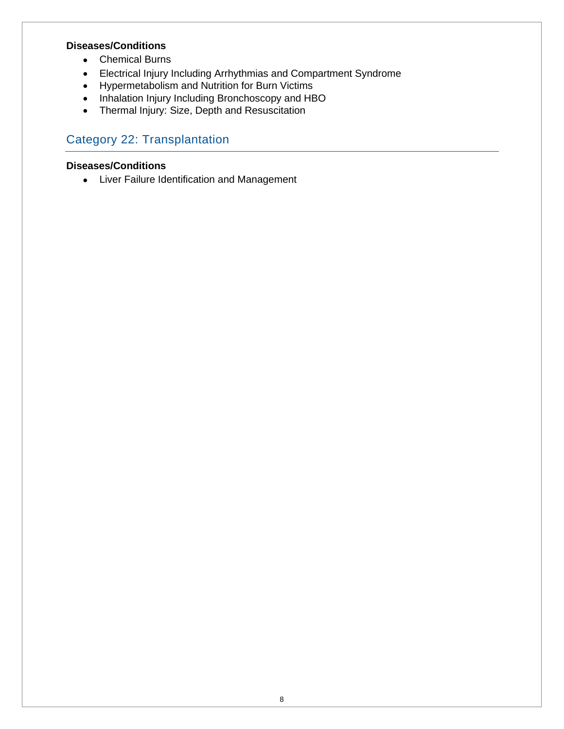**Diseases/Conditions**

- Chemical Burns
- Electrical Injury Including Arrhythmias and Compartment Syndrome
- Hypermetabolism and Nutrition for Burn Victims
- Inhalation Injury Including Bronchoscopy and HBO
- Thermal Injury: Size, Depth and Resuscitation

## Category 22: Transplantation

**Diseases/Conditions**

- Liver Failure Identification and Management